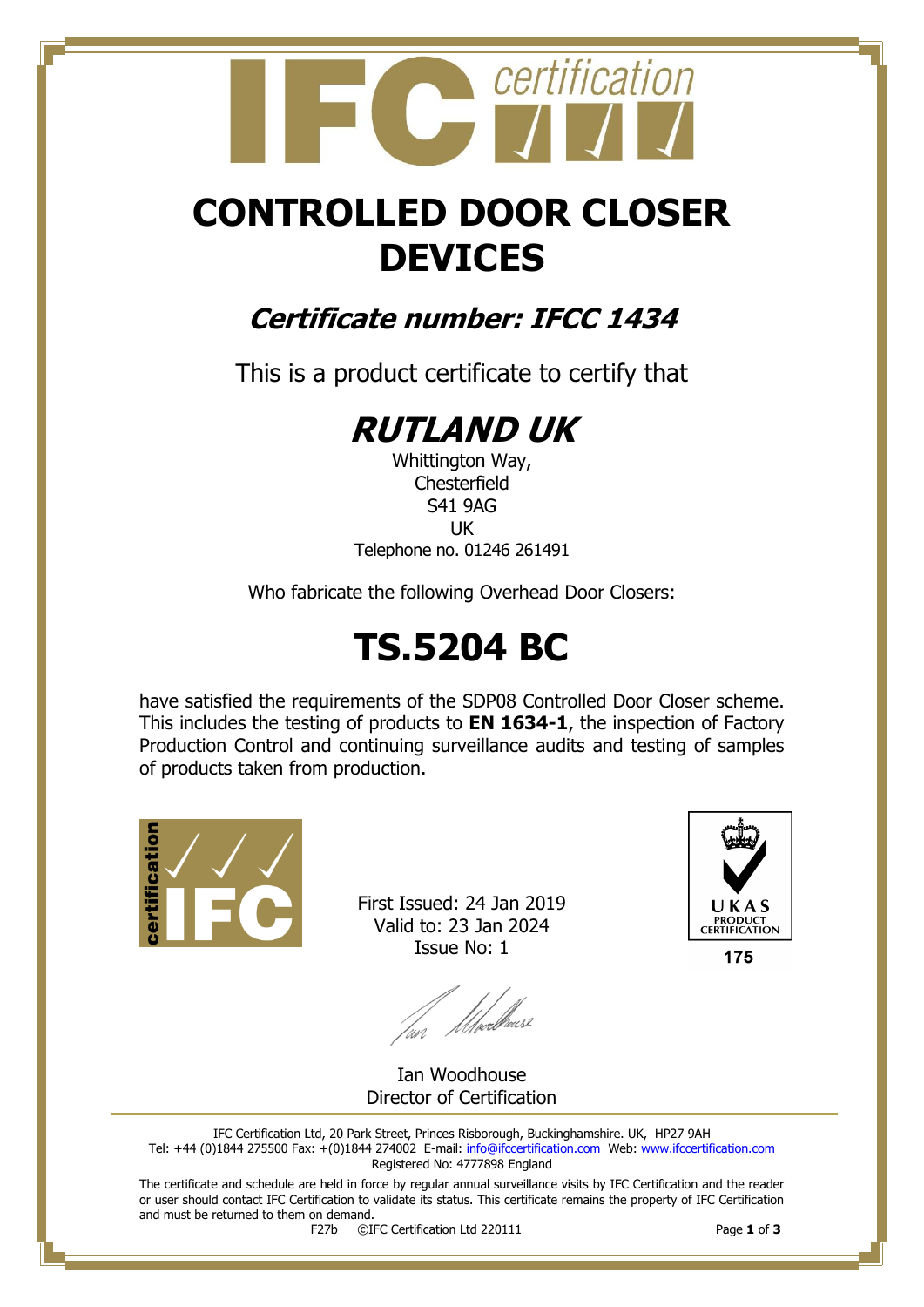# CONTROLLED DOOR CLOSER DEVICES

## *Certificate number: IFCC 1434*

This is a product certificate to certify that

# *RUTLAND UK*

Whittington Way,
Chesterfield
S41 9AG
UK
Telephone no. 01246 261491

Who fabricate the following Overhead Door Closers:

# TS.5204 BC

have satisfied the requirements of the SDP08 Controlled Door Closer scheme. This includes the testing of products to **EN 1634-1**, the inspection of Factory Production Control and continuing surveillance audits and testing of samples of products taken from production.

First Issued: 24 Jan 2019
Valid to: 23 Jan 2024
Issue No: 1

UKAS PRODUCT CERTIFICATION
175

Ian Woodhouse
Director of Certification

IFC Certification Ltd, 20 Park Street, Princes Risborough, Buckinghamshire. UK, HP27 9AH
Tel: +44 (0)1844 275500 Fax: +(0)1844 274002 E-mail: info@ifccertification.com Web: www.ifccertification.com
Registered No: 4777898 England

The certificate and schedule are held in force by regular annual surveillance visits by IFC Certification and the reader or user should contact IFC Certification to validate its status. This certificate remains the property of IFC Certification and must be returned to them on demand.

F27b ©IFC Certification Ltd 220111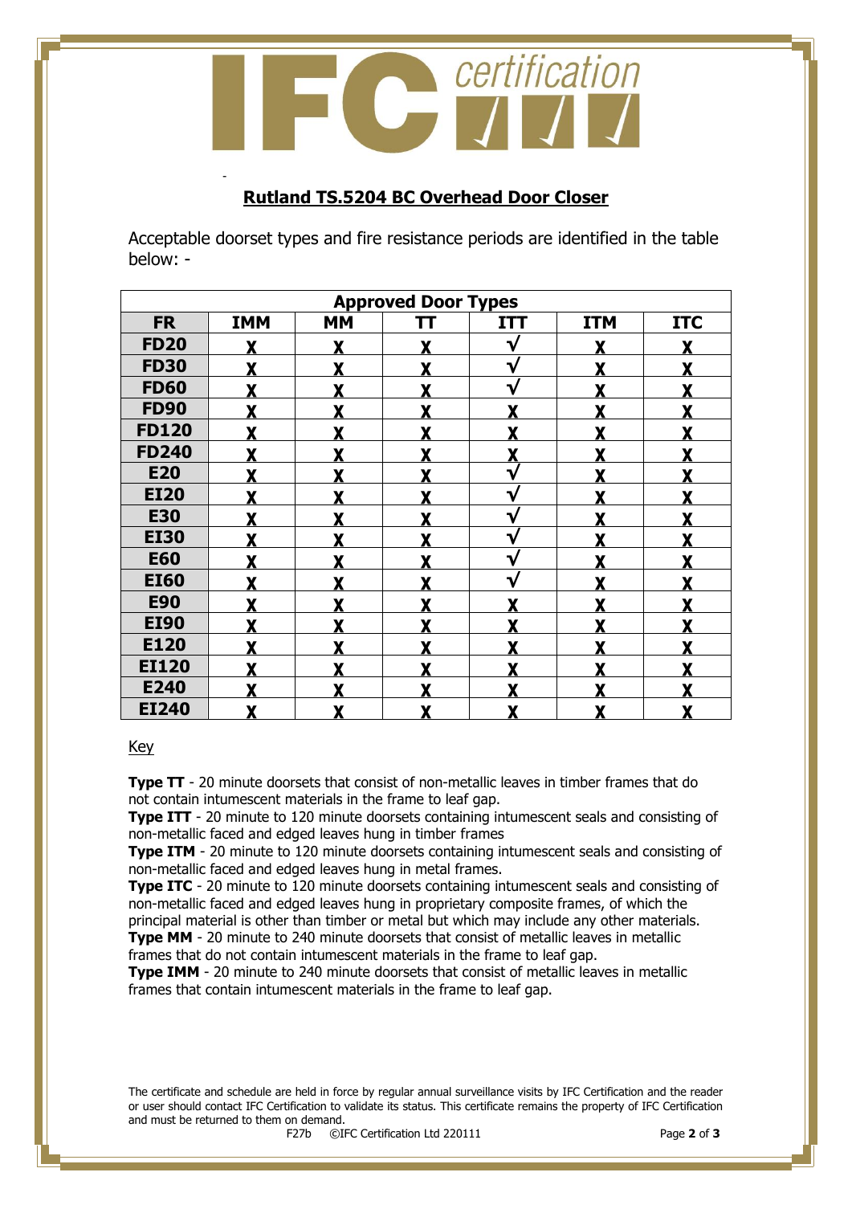## Rutland TS.5204 BC Overhead Door Closer

Acceptable doorset types and fire resistance periods are identified in the table below: -

| Approved Door Types | | | | | | |
|---|---|---|---|---|---|---|
| **FR** | **IMM** | **MM** | **TT** | **ITT** | **ITM** | **ITC** |
| **FD20** | X | X | X | √ | X | X |
| **FD30** | X | X | X | √ | X | X |
| **FD60** | X | X | X | √ | X | X |
| **FD90** | X | X | X | X | X | X |
| **FD120** | X | X | X | X | X | X |
| **FD240** | X | X | X | X | X | X |
| **E20** | X | X | X | √ | X | X |
| **EI20** | X | X | X | √ | X | X |
| **E30** | X | X | X | √ | X | X |
| **EI30** | X | X | X | √ | X | X |
| **E60** | X | X | X | √ | X | X |
| **EI60** | X | X | X | √ | X | X |
| **E90** | X | X | X | X | X | X |
| **EI90** | X | X | X | X | X | X |
| **E120** | X | X | X | X | X | X |
| **EI120** | X | X | X | X | X | X |
| **E240** | X | X | X | X | X | X |
| **EI240** | X | X | X | X | X | X |

Key

**Type TT** - 20 minute doorsets that consist of non-metallic leaves in timber frames that do not contain intumescent materials in the frame to leaf gap.
**Type ITT** - 20 minute to 120 minute doorsets containing intumescent seals and consisting of non-metallic faced and edged leaves hung in timber frames
**Type ITM** - 20 minute to 120 minute doorsets containing intumescent seals and consisting of non-metallic faced and edged leaves hung in metal frames.
**Type ITC** - 20 minute to 120 minute doorsets containing intumescent seals and consisting of non-metallic faced and edged leaves hung in proprietary composite frames, of which the principal material is other than timber or metal but which may include any other materials.
**Type MM** - 20 minute to 240 minute doorsets that consist of metallic leaves in metallic frames that do not contain intumescent materials in the frame to leaf gap.
**Type IMM** - 20 minute to 240 minute doorsets that consist of metallic leaves in metallic frames that contain intumescent materials in the frame to leaf gap.

The certificate and schedule are held in force by regular annual surveillance visits by IFC Certification and the reader or user should contact IFC Certification to validate its status. This certificate remains the property of IFC Certification and must be returned to them on demand.

F27b ©IFC Certification Ltd 220111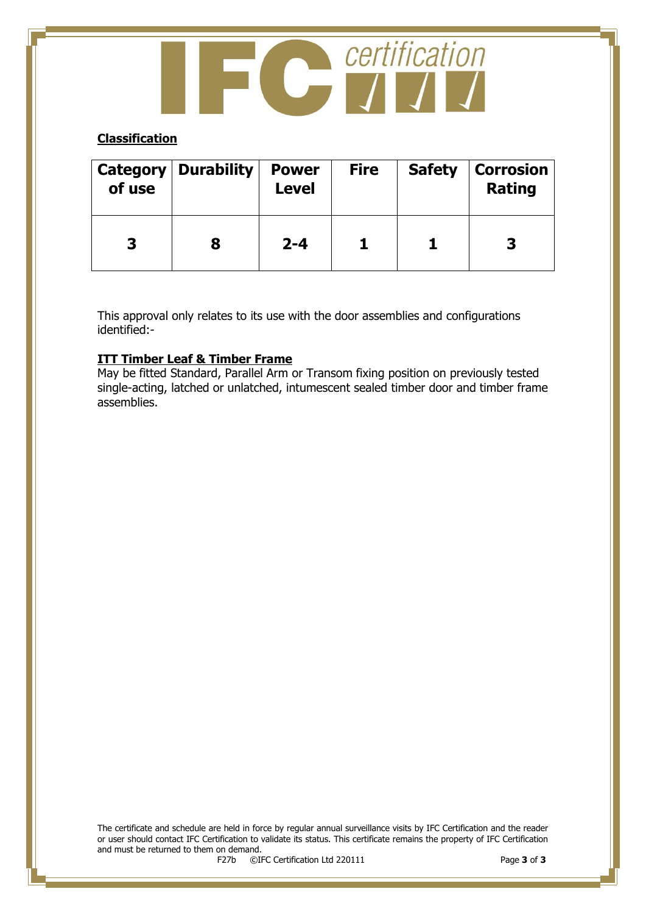**Classification**

| Category of use | Durability | Power Level | Fire | Safety | Corrosion Rating |
|---|---|---|---|---|---|
| **3** | **8** | **2-4** | **1** | **1** | **3** |

This approval only relates to its use with the door assemblies and configurations identified:-

**ITT Timber Leaf & Timber Frame**

May be fitted Standard, Parallel Arm or Transom fixing position on previously tested single-acting, latched or unlatched, intumescent sealed timber door and timber frame assemblies.

The certificate and schedule are held in force by regular annual surveillance visits by IFC Certification and the reader or user should contact IFC Certification to validate its status. This certificate remains the property of IFC Certification and must be returned to them on demand.

F27b ©IFC Certification Ltd 220111